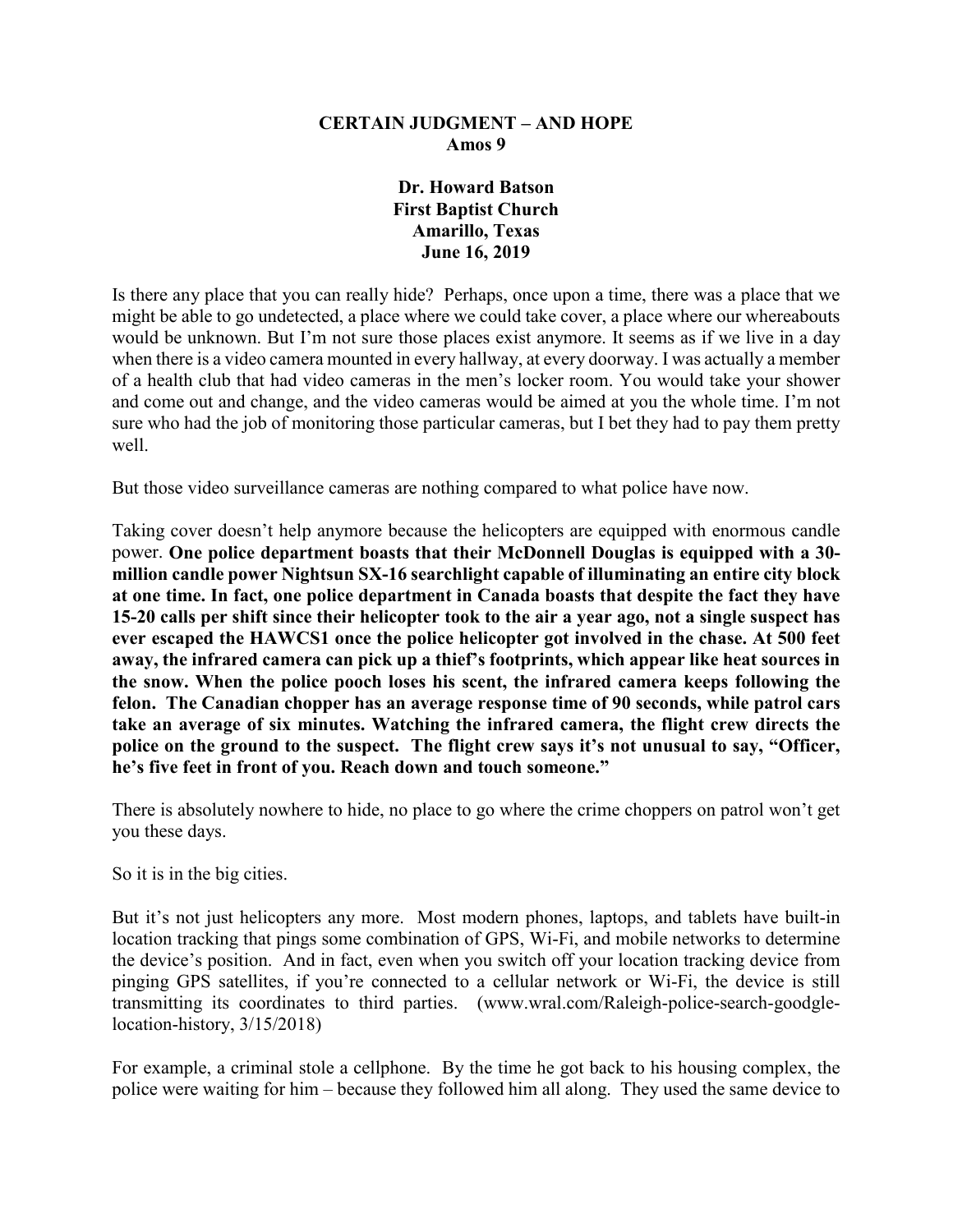# CERTAIN JUDGMENT – AND HOPE
## Amos 9

**Dr. Howard Batson**
**First Baptist Church**
**Amarillo, Texas**
**June 16, 2019**

Is there any place that you can really hide? Perhaps, once upon a time, there was a place that we might be able to go undetected, a place where we could take cover, a place where our whereabouts would be unknown. But I'm not sure those places exist anymore. It seems as if we live in a day when there is a video camera mounted in every hallway, at every doorway. I was actually a member of a health club that had video cameras in the men's locker room. You would take your shower and come out and change, and the video cameras would be aimed at you the whole time. I'm not sure who had the job of monitoring those particular cameras, but I bet they had to pay them pretty well.

But those video surveillance cameras are nothing compared to what police have now.

Taking cover doesn't help anymore because the helicopters are equipped with enormous candle power. **One police department boasts that their McDonnell Douglas is equipped with a 30-million candle power Nightsun SX-16 searchlight capable of illuminating an entire city block at one time. In fact, one police department in Canada boasts that despite the fact they have 15-20 calls per shift since their helicopter took to the air a year ago, not a single suspect has ever escaped the HAWCS1 once the police helicopter got involved in the chase. At 500 feet away, the infrared camera can pick up a thief's footprints, which appear like heat sources in the snow. When the police pooch loses his scent, the infrared camera keeps following the felon. The Canadian chopper has an average response time of 90 seconds, while patrol cars take an average of six minutes. Watching the infrared camera, the flight crew directs the police on the ground to the suspect. The flight crew says it's not unusual to say, "Officer, he's five feet in front of you. Reach down and touch someone."**

There is absolutely nowhere to hide, no place to go where the crime choppers on patrol won't get you these days.

So it is in the big cities.

But it's not just helicopters any more. Most modern phones, laptops, and tablets have built-in location tracking that pings some combination of GPS, Wi-Fi, and mobile networks to determine the device's position. And in fact, even when you switch off your location tracking device from pinging GPS satellites, if you're connected to a cellular network or Wi-Fi, the device is still transmitting its coordinates to third parties. (www.wral.com/Raleigh-police-search-goodgle-location-history, 3/15/2018)

For example, a criminal stole a cellphone. By the time he got back to his housing complex, the police were waiting for him – because they followed him all along. They used the same device to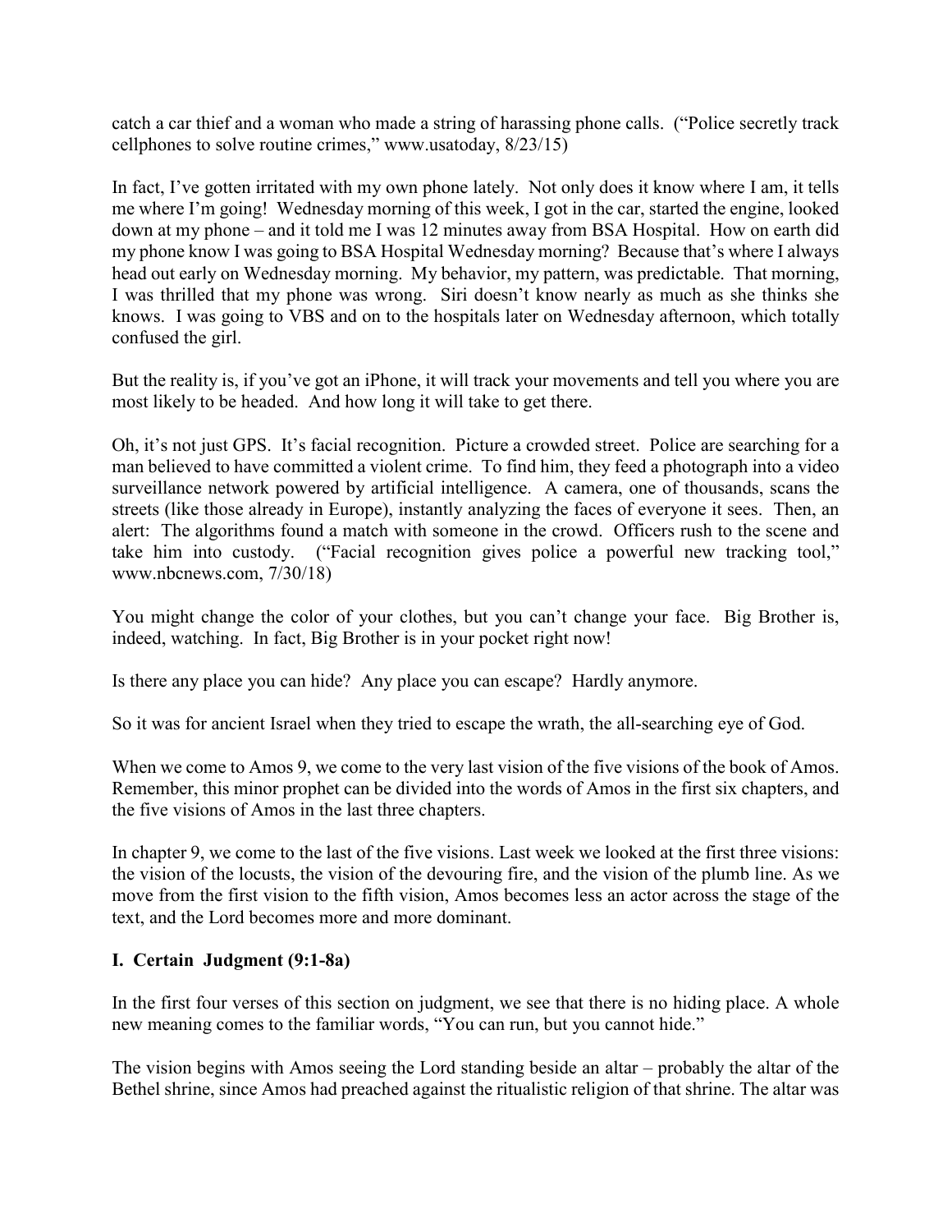catch a car thief and a woman who made a string of harassing phone calls. ("Police secretly track cellphones to solve routine crimes," www.usatoday, 8/23/15)

In fact, I've gotten irritated with my own phone lately. Not only does it know where I am, it tells me where I'm going! Wednesday morning of this week, I got in the car, started the engine, looked down at my phone – and it told me I was 12 minutes away from BSA Hospital. How on earth did my phone know I was going to BSA Hospital Wednesday morning? Because that's where I always head out early on Wednesday morning. My behavior, my pattern, was predictable. That morning, I was thrilled that my phone was wrong. Siri doesn't know nearly as much as she thinks she knows. I was going to VBS and on to the hospitals later on Wednesday afternoon, which totally confused the girl.

But the reality is, if you've got an iPhone, it will track your movements and tell you where you are most likely to be headed. And how long it will take to get there.

Oh, it's not just GPS. It's facial recognition. Picture a crowded street. Police are searching for a man believed to have committed a violent crime. To find him, they feed a photograph into a video surveillance network powered by artificial intelligence. A camera, one of thousands, scans the streets (like those already in Europe), instantly analyzing the faces of everyone it sees. Then, an alert: The algorithms found a match with someone in the crowd. Officers rush to the scene and take him into custody. ("Facial recognition gives police a powerful new tracking tool," www.nbcnews.com, 7/30/18)

You might change the color of your clothes, but you can't change your face. Big Brother is, indeed, watching. In fact, Big Brother is in your pocket right now!

Is there any place you can hide? Any place you can escape? Hardly anymore.

So it was for ancient Israel when they tried to escape the wrath, the all-searching eye of God.

When we come to Amos 9, we come to the very last vision of the five visions of the book of Amos. Remember, this minor prophet can be divided into the words of Amos in the first six chapters, and the five visions of Amos in the last three chapters.

In chapter 9, we come to the last of the five visions. Last week we looked at the first three visions: the vision of the locusts, the vision of the devouring fire, and the vision of the plumb line. As we move from the first vision to the fifth vision, Amos becomes less an actor across the stage of the text, and the Lord becomes more and more dominant.

## I. Certain Judgment (9:1-8a)

In the first four verses of this section on judgment, we see that there is no hiding place. A whole new meaning comes to the familiar words, "You can run, but you cannot hide."

The vision begins with Amos seeing the Lord standing beside an altar – probably the altar of the Bethel shrine, since Amos had preached against the ritualistic religion of that shrine. The altar was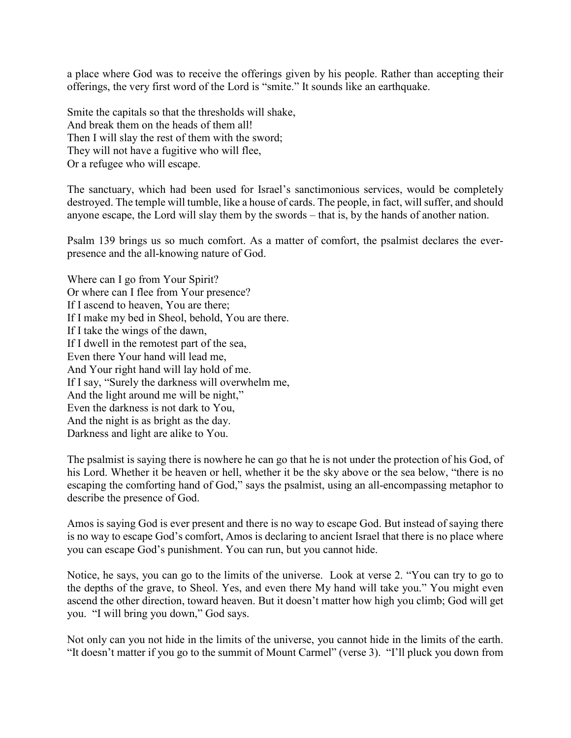a place where God was to receive the offerings given by his people. Rather than accepting their offerings, the very first word of the Lord is "smite." It sounds like an earthquake.

Smite the capitals so that the thresholds will shake,
And break them on the heads of them all!
Then I will slay the rest of them with the sword;
They will not have a fugitive who will flee,
Or a refugee who will escape.

The sanctuary, which had been used for Israel's sanctimonious services, would be completely destroyed. The temple will tumble, like a house of cards. The people, in fact, will suffer, and should anyone escape, the Lord will slay them by the swords – that is, by the hands of another nation.

Psalm 139 brings us so much comfort. As a matter of comfort, the psalmist declares the ever-presence and the all-knowing nature of God.

Where can I go from Your Spirit?
Or where can I flee from Your presence?
If I ascend to heaven, You are there;
If I make my bed in Sheol, behold, You are there.
If I take the wings of the dawn,
If I dwell in the remotest part of the sea,
Even there Your hand will lead me,
And Your right hand will lay hold of me.
If I say, "Surely the darkness will overwhelm me,
And the light around me will be night,"
Even the darkness is not dark to You,
And the night is as bright as the day.
Darkness and light are alike to You.

The psalmist is saying there is nowhere he can go that he is not under the protection of his God, of his Lord. Whether it be heaven or hell, whether it be the sky above or the sea below, "there is no escaping the comforting hand of God," says the psalmist, using an all-encompassing metaphor to describe the presence of God.

Amos is saying God is ever present and there is no way to escape God. But instead of saying there is no way to escape God's comfort, Amos is declaring to ancient Israel that there is no place where you can escape God's punishment. You can run, but you cannot hide.

Notice, he says, you can go to the limits of the universe. Look at verse 2. "You can try to go to the depths of the grave, to Sheol. Yes, and even there My hand will take you." You might even ascend the other direction, toward heaven. But it doesn't matter how high you climb; God will get you. "I will bring you down," God says.

Not only can you not hide in the limits of the universe, you cannot hide in the limits of the earth. "It doesn't matter if you go to the summit of Mount Carmel" (verse 3). "I'll pluck you down from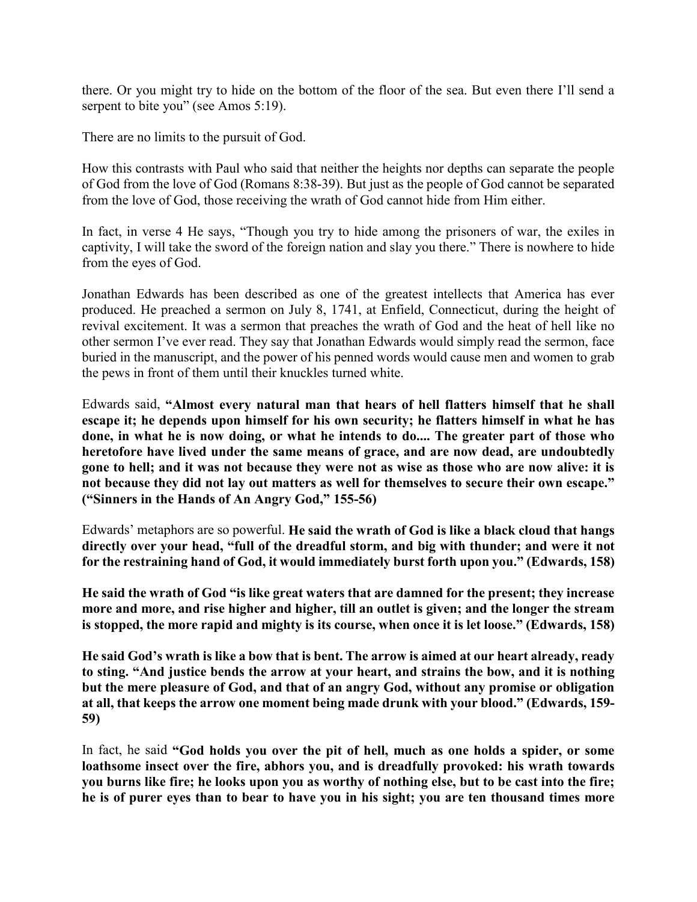there. Or you might try to hide on the bottom of the floor of the sea. But even there I'll send a serpent to bite you" (see Amos 5:19).

There are no limits to the pursuit of God.

How this contrasts with Paul who said that neither the heights nor depths can separate the people of God from the love of God (Romans 8:38-39). But just as the people of God cannot be separated from the love of God, those receiving the wrath of God cannot hide from Him either.

In fact, in verse 4 He says, "Though you try to hide among the prisoners of war, the exiles in captivity, I will take the sword of the foreign nation and slay you there." There is nowhere to hide from the eyes of God.

Jonathan Edwards has been described as one of the greatest intellects that America has ever produced. He preached a sermon on July 8, 1741, at Enfield, Connecticut, during the height of revival excitement. It was a sermon that preaches the wrath of God and the heat of hell like no other sermon I've ever read. They say that Jonathan Edwards would simply read the sermon, face buried in the manuscript, and the power of his penned words would cause men and women to grab the pews in front of them until their knuckles turned white.

Edwards said, **"Almost every natural man that hears of hell flatters himself that he shall escape it; he depends upon himself for his own security; he flatters himself in what he has done, in what he is now doing, or what he intends to do.... The greater part of those who heretofore have lived under the same means of grace, and are now dead, are undoubtedly gone to hell; and it was not because they were not as wise as those who are now alive: it is not because they did not lay out matters as well for themselves to secure their own escape." ("Sinners in the Hands of An Angry God," 155-56)**

Edwards' metaphors are so powerful. **He said the wrath of God is like a black cloud that hangs directly over your head, "full of the dreadful storm, and big with thunder; and were it not for the restraining hand of God, it would immediately burst forth upon you." (Edwards, 158)**

**He said the wrath of God "is like great waters that are damned for the present; they increase more and more, and rise higher and higher, till an outlet is given; and the longer the stream is stopped, the more rapid and mighty is its course, when once it is let loose." (Edwards, 158)**

**He said God's wrath is like a bow that is bent. The arrow is aimed at our heart already, ready to sting. "And justice bends the arrow at your heart, and strains the bow, and it is nothing but the mere pleasure of God, and that of an angry God, without any promise or obligation at all, that keeps the arrow one moment being made drunk with your blood." (Edwards, 159-59)**

In fact, he said **"God holds you over the pit of hell, much as one holds a spider, or some loathsome insect over the fire, abhors you, and is dreadfully provoked: his wrath towards you burns like fire; he looks upon you as worthy of nothing else, but to be cast into the fire; he is of purer eyes than to bear to have you in his sight; you are ten thousand times more**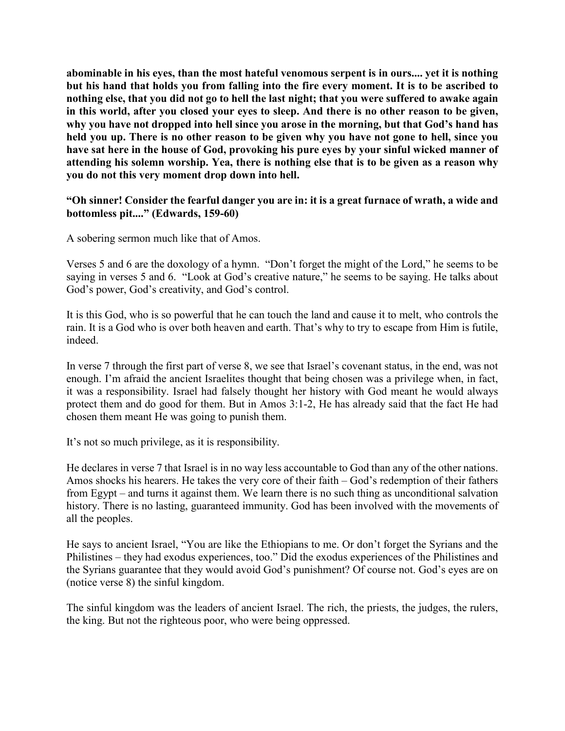**abominable in his eyes, than the most hateful venomous serpent is in ours.... yet it is nothing but his hand that holds you from falling into the fire every moment. It is to be ascribed to nothing else, that you did not go to hell the last night; that you were suffered to awake again in this world, after you closed your eyes to sleep. And there is no other reason to be given, why you have not dropped into hell since you arose in the morning, but that God's hand has held you up. There is no other reason to be given why you have not gone to hell, since you have sat here in the house of God, provoking his pure eyes by your sinful wicked manner of attending his solemn worship. Yea, there is nothing else that is to be given as a reason why you do not this very moment drop down into hell.**

**"Oh sinner! Consider the fearful danger you are in: it is a great furnace of wrath, a wide and bottomless pit...." (Edwards, 159-60)**

A sobering sermon much like that of Amos.

Verses 5 and 6 are the doxology of a hymn. "Don't forget the might of the Lord," he seems to be saying in verses 5 and 6. "Look at God's creative nature," he seems to be saying. He talks about God's power, God's creativity, and God's control.

It is this God, who is so powerful that he can touch the land and cause it to melt, who controls the rain. It is a God who is over both heaven and earth. That's why to try to escape from Him is futile, indeed.

In verse 7 through the first part of verse 8, we see that Israel's covenant status, in the end, was not enough. I'm afraid the ancient Israelites thought that being chosen was a privilege when, in fact, it was a responsibility. Israel had falsely thought her history with God meant he would always protect them and do good for them. But in Amos 3:1-2, He has already said that the fact He had chosen them meant He was going to punish them.

It's not so much privilege, as it is responsibility.

He declares in verse 7 that Israel is in no way less accountable to God than any of the other nations. Amos shocks his hearers. He takes the very core of their faith – God's redemption of their fathers from Egypt – and turns it against them. We learn there is no such thing as unconditional salvation history. There is no lasting, guaranteed immunity. God has been involved with the movements of all the peoples.

He says to ancient Israel, "You are like the Ethiopians to me. Or don't forget the Syrians and the Philistines – they had exodus experiences, too." Did the exodus experiences of the Philistines and the Syrians guarantee that they would avoid God's punishment? Of course not. God's eyes are on (notice verse 8) the sinful kingdom.

The sinful kingdom was the leaders of ancient Israel. The rich, the priests, the judges, the rulers, the king. But not the righteous poor, who were being oppressed.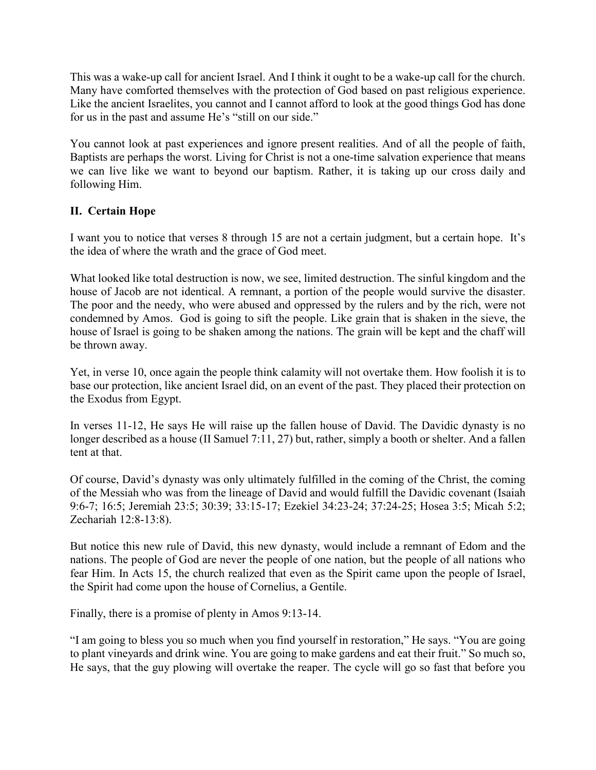This was a wake-up call for ancient Israel. And I think it ought to be a wake-up call for the church. Many have comforted themselves with the protection of God based on past religious experience. Like the ancient Israelites, you cannot and I cannot afford to look at the good things God has done for us in the past and assume He's "still on our side."

You cannot look at past experiences and ignore present realities. And of all the people of faith, Baptists are perhaps the worst. Living for Christ is not a one-time salvation experience that means we can live like we want to beyond our baptism. Rather, it is taking up our cross daily and following Him.

## II. Certain Hope

I want you to notice that verses 8 through 15 are not a certain judgment, but a certain hope. It's the idea of where the wrath and the grace of God meet.

What looked like total destruction is now, we see, limited destruction. The sinful kingdom and the house of Jacob are not identical. A remnant, a portion of the people would survive the disaster. The poor and the needy, who were abused and oppressed by the rulers and by the rich, were not condemned by Amos. God is going to sift the people. Like grain that is shaken in the sieve, the house of Israel is going to be shaken among the nations. The grain will be kept and the chaff will be thrown away.

Yet, in verse 10, once again the people think calamity will not overtake them. How foolish it is to base our protection, like ancient Israel did, on an event of the past. They placed their protection on the Exodus from Egypt.

In verses 11-12, He says He will raise up the fallen house of David. The Davidic dynasty is no longer described as a house (II Samuel 7:11, 27) but, rather, simply a booth or shelter. And a fallen tent at that.

Of course, David's dynasty was only ultimately fulfilled in the coming of the Christ, the coming of the Messiah who was from the lineage of David and would fulfill the Davidic covenant (Isaiah 9:6-7; 16:5; Jeremiah 23:5; 30:39; 33:15-17; Ezekiel 34:23-24; 37:24-25; Hosea 3:5; Micah 5:2; Zechariah 12:8-13:8).

But notice this new rule of David, this new dynasty, would include a remnant of Edom and the nations. The people of God are never the people of one nation, but the people of all nations who fear Him. In Acts 15, the church realized that even as the Spirit came upon the people of Israel, the Spirit had come upon the house of Cornelius, a Gentile.

Finally, there is a promise of plenty in Amos 9:13-14.

"I am going to bless you so much when you find yourself in restoration," He says. "You are going to plant vineyards and drink wine. You are going to make gardens and eat their fruit." So much so, He says, that the guy plowing will overtake the reaper. The cycle will go so fast that before you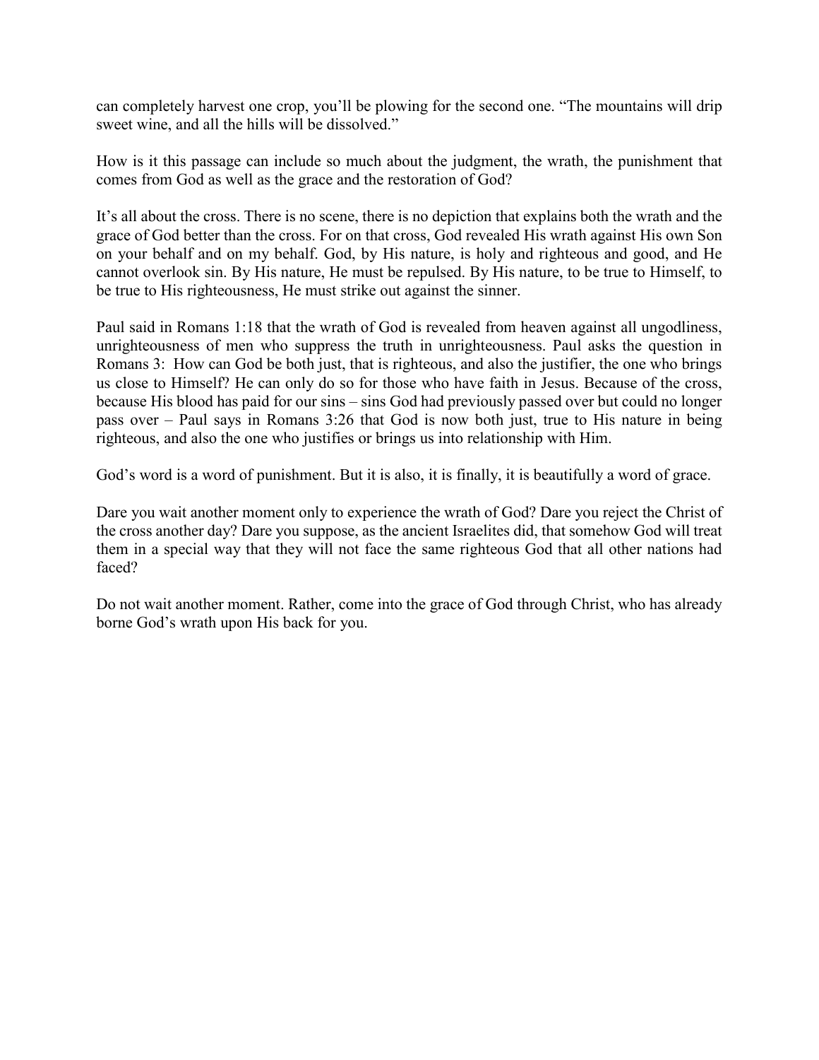can completely harvest one crop, you'll be plowing for the second one. "The mountains will drip sweet wine, and all the hills will be dissolved."

How is it this passage can include so much about the judgment, the wrath, the punishment that comes from God as well as the grace and the restoration of God?

It's all about the cross. There is no scene, there is no depiction that explains both the wrath and the grace of God better than the cross. For on that cross, God revealed His wrath against His own Son on your behalf and on my behalf. God, by His nature, is holy and righteous and good, and He cannot overlook sin. By His nature, He must be repulsed. By His nature, to be true to Himself, to be true to His righteousness, He must strike out against the sinner.

Paul said in Romans 1:18 that the wrath of God is revealed from heaven against all ungodliness, unrighteousness of men who suppress the truth in unrighteousness. Paul asks the question in Romans 3: How can God be both just, that is righteous, and also the justifier, the one who brings us close to Himself? He can only do so for those who have faith in Jesus. Because of the cross, because His blood has paid for our sins – sins God had previously passed over but could no longer pass over – Paul says in Romans 3:26 that God is now both just, true to His nature in being righteous, and also the one who justifies or brings us into relationship with Him.

God's word is a word of punishment. But it is also, it is finally, it is beautifully a word of grace.

Dare you wait another moment only to experience the wrath of God? Dare you reject the Christ of the cross another day? Dare you suppose, as the ancient Israelites did, that somehow God will treat them in a special way that they will not face the same righteous God that all other nations had faced?

Do not wait another moment. Rather, come into the grace of God through Christ, who has already borne God's wrath upon His back for you.